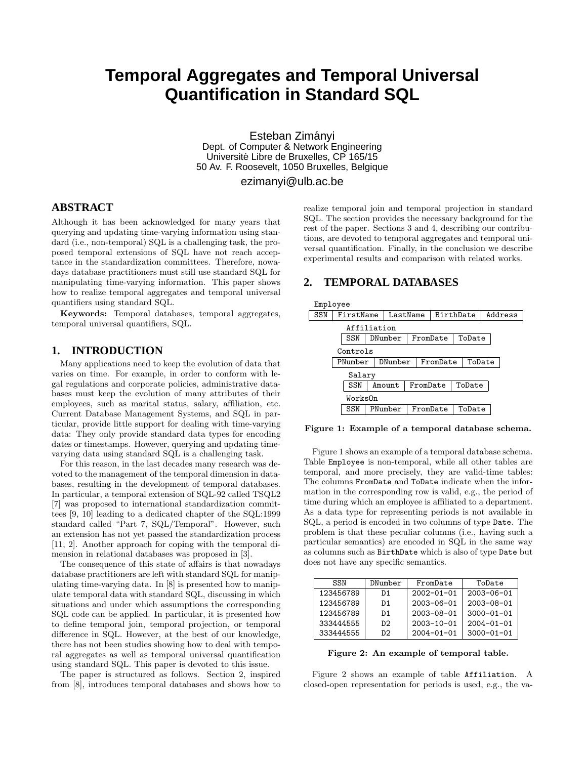# Temporal Aggregates and Temporal Universal Quantification in Standard SQL

Esteban Zimányi
Dept. of Computer & Network Engineering
Université Libre de Bruxelles, CP 165/15
50 Av. F. Roosevelt, 1050 Bruxelles, Belgique
ezimanyi@ulb.ac.be

## ABSTRACT

Although it has been acknowledged for many years that querying and updating time-varying information using standard (i.e., non-temporal) SQL is a challenging task, the proposed temporal extensions of SQL have not reach acceptance in the standardization committees. Therefore, nowadays database practitioners must still use standard SQL for manipulating time-varying information. This paper shows how to realize temporal aggregates and temporal universal quantifiers using standard SQL.

**Keywords:** Temporal databases, temporal aggregates, temporal universal quantifiers, SQL.

## 1. INTRODUCTION

Many applications need to keep the evolution of data that varies on time. For example, in order to conform with legal regulations and corporate policies, administrative databases must keep the evolution of many attributes of their employees, such as marital status, salary, affiliation, etc. Current Database Management Systems, and SQL in particular, provide little support for dealing with time-varying data: They only provide standard data types for encoding dates or timestamps. However, querying and updating time-varying data using standard SQL is a challenging task.

For this reason, in the last decades many research was devoted to the management of the temporal dimension in databases, resulting in the development of temporal databases. In particular, a temporal extension of SQL-92 called TSQL2 [7] was proposed to international standardization committees [9, 10] leading to a dedicated chapter of the SQL:1999 standard called "Part 7, SQL/Temporal". However, such an extension has not yet passed the standardization process [11, 2]. Another approach for coping with the temporal dimension in relational databases was proposed in [3].

The consequence of this state of affairs is that nowadays database practitioners are left with standard SQL for manipulating time-varying data. In [8] is presented how to manipulate temporal data with standard SQL, discussing in which situations and under which assumptions the corresponding SQL code can be applied. In particular, it is presented how to define temporal join, temporal projection, or temporal difference in SQL. However, at the best of our knowledge, there has not been studies showing how to deal with temporal aggregates as well as temporal universal quantification using standard SQL. This paper is devoted to this issue.

The paper is structured as follows. Section 2, inspired from [8], introduces temporal databases and shows how to realize temporal join and temporal projection in standard SQL. The section provides the necessary background for the rest of the paper. Sections 3 and 4, describing our contributions, are devoted to temporal aggregates and temporal universal quantification. Finally, in the conclusion we describe experimental results and comparison with related works.

## 2. TEMPORAL DATABASES

Employee

| SSN | FirstName | LastName | BirthDate | Address |
|---|---|---|---|---|

Affiliation

| SSN | DNumber | FromDate | ToDate |
|---|---|---|---|

Controls

| PNumber | DNumber | FromDate | ToDate |
|---|---|---|---|

Salary

| SSN | Amount | FromDate | ToDate |
|---|---|---|---|

WorksOn

| SSN | PNumber | FromDate | ToDate |
|---|---|---|---|

**Figure 1: Example of a temporal database schema.**

Figure 1 shows an example of a temporal database schema. Table `Employee` is non-temporal, while all other tables are temporal, and more precisely, they are valid-time tables: The columns `FromDate` and `ToDate` indicate when the information in the corresponding row is valid, e.g., the period of time during which an employee is affiliated to a department. As a data type for representing periods is not available in SQL, a period is encoded in two columns of type `Date`. The problem is that these peculiar columns (i.e., having such a particular semantics) are encoded in SQL in the same way as columns such as `BirthDate` which is also of type `Date` but does not have any specific semantics.

| SSN | DNumber | FromDate | ToDate |
|---|---|---|---|
| 123456789 | D1 | 2002-01-01 | 2003-06-01 |
| 123456789 | D1 | 2003-06-01 | 2003-08-01 |
| 123456789 | D1 | 2003-08-01 | 3000-01-01 |
| 333444555 | D2 | 2003-10-01 | 2004-01-01 |
| 333444555 | D2 | 2004-01-01 | 3000-01-01 |

**Figure 2: An example of temporal table.**

Figure 2 shows an example of table `Affiliation`. A closed-open representation for periods is used, e.g., the va-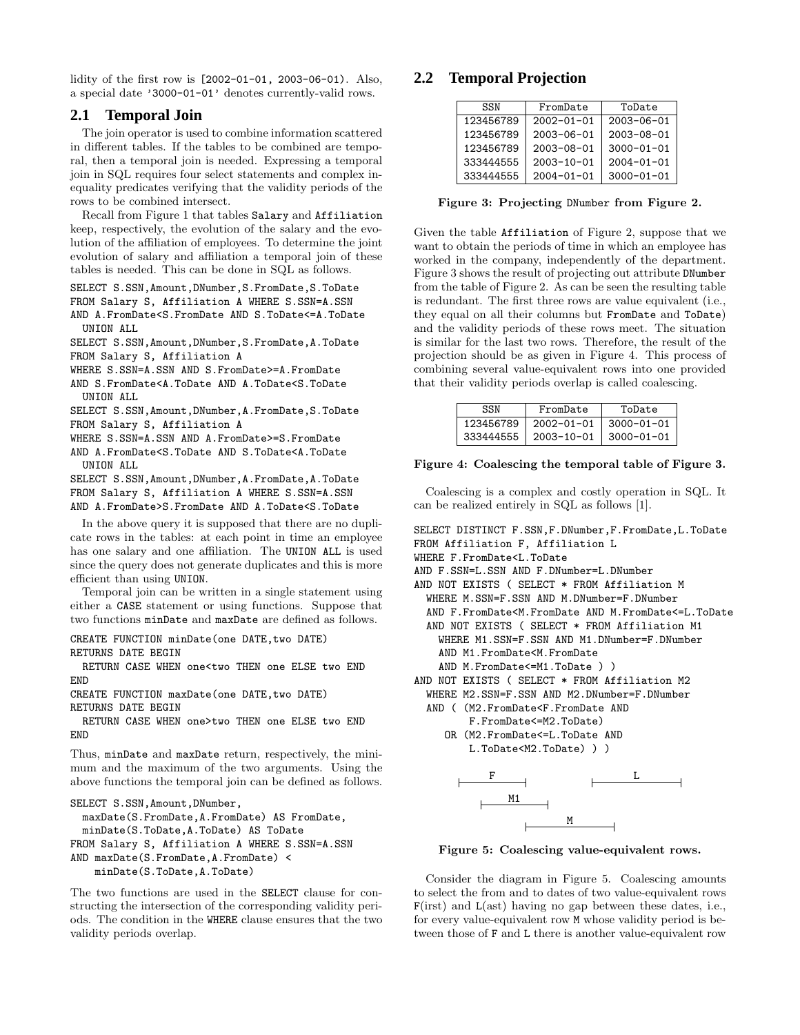lidity of the first row is [2002-01-01, 2003-06-01). Also, a special date '3000-01-01' denotes currently-valid rows.

## 2.1 Temporal Join

The join operator is used to combine information scattered in different tables. If the tables to be combined are temporal, then a temporal join is needed. Expressing a temporal join in SQL requires four select statements and complex inequality predicates verifying that the validity periods of the rows to be combined intersect.

Recall from Figure 1 that tables Salary and Affiliation keep, respectively, the evolution of the salary and the evolution of the affiliation of employees. To determine the joint evolution of salary and affiliation a temporal join of these tables is needed. This can be done in SQL as follows.

```
SELECT S.SSN,Amount,DNumber,S.FromDate,S.ToDate
FROM Salary S, Affiliation A WHERE S.SSN=A.SSN
AND A.FromDate<S.FromDate AND S.ToDate<=A.ToDate
  UNION ALL
SELECT S.SSN,Amount,DNumber,S.FromDate,A.ToDate
FROM Salary S, Affiliation A
WHERE S.SSN=A.SSN AND S.FromDate>=A.FromDate
AND S.FromDate<A.ToDate AND A.ToDate<S.ToDate
  UNION ALL
SELECT S.SSN,Amount,DNumber,A.FromDate,S.ToDate
FROM Salary S, Affiliation A
WHERE S.SSN=A.SSN AND A.FromDate>=S.FromDate
AND A.FromDate<S.ToDate AND S.ToDate<A.ToDate
  UNION ALL
SELECT S.SSN,Amount,DNumber,A.FromDate,A.ToDate
FROM Salary S, Affiliation A WHERE S.SSN=A.SSN
AND A.FromDate>S.FromDate AND A.ToDate<S.ToDate
```

In the above query it is supposed that there are no duplicate rows in the tables: at each point in time an employee has one salary and one affiliation. The UNION ALL is used since the query does not generate duplicates and this is more efficient than using UNION.

Temporal join can be written in a single statement using either a CASE statement or using functions. Suppose that two functions minDate and maxDate are defined as follows.

```
CREATE FUNCTION minDate(one DATE,two DATE)
RETURNS DATE BEGIN
  RETURN CASE WHEN one<two THEN one ELSE two END
END
CREATE FUNCTION maxDate(one DATE,two DATE)
RETURNS DATE BEGIN
  RETURN CASE WHEN one>two THEN one ELSE two END
END
```

Thus, minDate and maxDate return, respectively, the minimum and the maximum of the two arguments. Using the above functions the temporal join can be defined as follows.

```
SELECT S.SSN,Amount,DNumber,
  maxDate(S.FromDate,A.FromDate) AS FromDate,
  minDate(S.ToDate,A.ToDate) AS ToDate
FROM Salary S, Affiliation A WHERE S.SSN=A.SSN
AND maxDate(S.FromDate,A.FromDate) <
    minDate(S.ToDate,A.ToDate)
```

The two functions are used in the SELECT clause for constructing the intersection of the corresponding validity periods. The condition in the WHERE clause ensures that the two validity periods overlap.

## 2.2 Temporal Projection

| SSN | FromDate | ToDate |
|---|---|---|
| 123456789 | 2002-01-01 | 2003-06-01 |
| 123456789 | 2003-06-01 | 2003-08-01 |
| 123456789 | 2003-08-01 | 3000-01-01 |
| 333444555 | 2003-10-01 | 2004-01-01 |
| 333444555 | 2004-01-01 | 3000-01-01 |

**Figure 3: Projecting DNumber from Figure 2.**

Given the table Affiliation of Figure 2, suppose that we want to obtain the periods of time in which an employee has worked in the company, independently of the department. Figure 3 shows the result of projecting out attribute DNumber from the table of Figure 2. As can be seen the resulting table is redundant. The first three rows are value equivalent (i.e., they equal on all their columns but FromDate and ToDate) and the validity periods of these rows meet. The situation is similar for the last two rows. Therefore, the result of the projection should be as given in Figure 4. This process of combining several value-equivalent rows into one provided that their validity periods overlap is called coalescing.

| SSN | FromDate | ToDate |
|---|---|---|
| 123456789 | 2002-01-01 | 3000-01-01 |
| 333444555 | 2003-10-01 | 3000-01-01 |

**Figure 4: Coalescing the temporal table of Figure 3.**

Coalescing is a complex and costly operation in SQL. It can be realized entirely in SQL as follows [1].

```
SELECT DISTINCT F.SSN,F.DNumber,F.FromDate,L.ToDate
FROM Affiliation F, Affiliation L
WHERE F.FromDate<L.ToDate
AND F.SSN=L.SSN AND F.DNumber=L.DNumber
AND NOT EXISTS ( SELECT * FROM Affiliation M
  WHERE M.SSN=F.SSN AND M.DNumber=F.DNumber
  AND F.FromDate<M.FromDate AND M.FromDate<=L.ToDate
  AND NOT EXISTS ( SELECT * FROM Affiliation M1
    WHERE M1.SSN=F.SSN AND M1.DNumber=F.DNumber
    AND M1.FromDate<M.FromDate
    AND M.FromDate<=M1.ToDate ) )
AND NOT EXISTS ( SELECT * FROM Affiliation M2
  WHERE M2.SSN=F.SSN AND M2.DNumber=F.DNumber
  AND ( (M2.FromDate<F.FromDate AND
        F.FromDate<=M2.ToDate)
     OR (M2.FromDate<=L.ToDate AND
        L.ToDate<M2.ToDate) ) )
```

```
   F                          L
|-----|                 |-----------|
     M1
  |------|
              M
        |---------|
```

**Figure 5: Coalescing value-equivalent rows.**

Consider the diagram in Figure 5. Coalescing amounts to select the from and to dates of two value-equivalent rows F(irst) and L(ast) having no gap between these dates, i.e., for every value-equivalent row M whose validity period is between those of F and L there is another value-equivalent row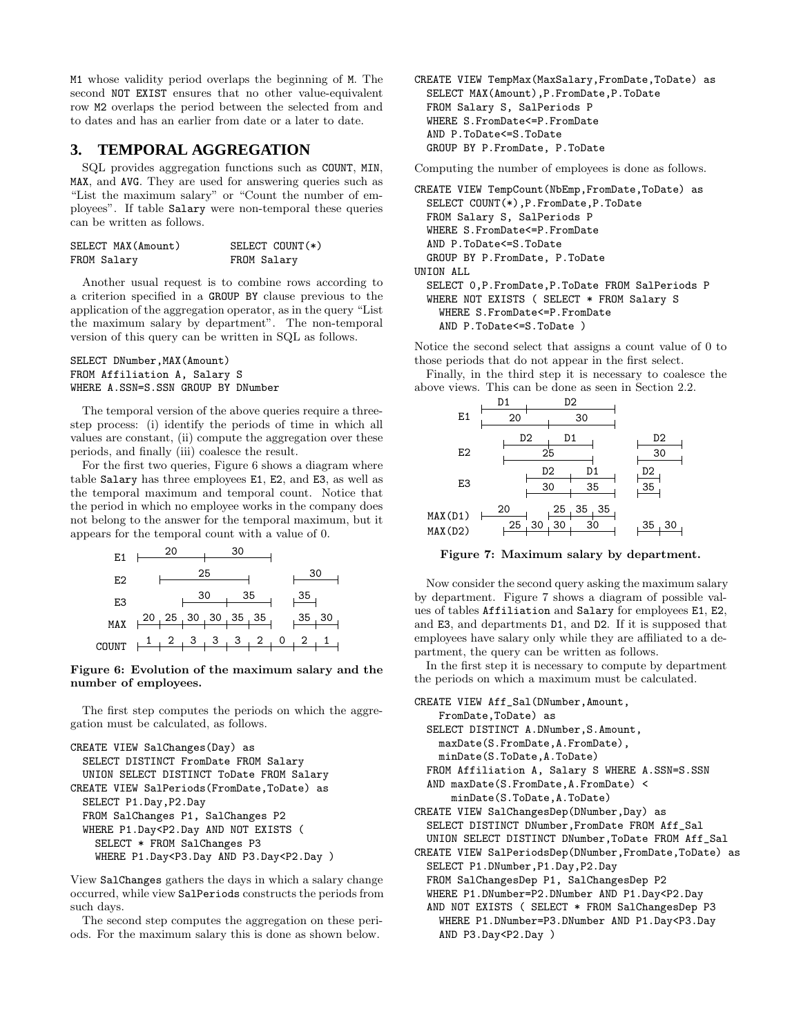M1 whose validity period overlaps the beginning of M. The second NOT EXIST ensures that no other value-equivalent row M2 overlaps the period between the selected from and to dates and has an earlier from date or a later to date.

## 3. TEMPORAL AGGREGATION

SQL provides aggregation functions such as COUNT, MIN, MAX, and AVG. They are used for answering queries such as "List the maximum salary" or "Count the number of employees". If table Salary were non-temporal these queries can be written as follows.

```
SELECT MAX(Amount)          SELECT COUNT(*)
FROM Salary                 FROM Salary
```

Another usual request is to combine rows according to a criterion specified in a GROUP BY clause previous to the application of the aggregation operator, as in the query "List the maximum salary by department". The non-temporal version of this query can be written in SQL as follows.

```
SELECT DNumber,MAX(Amount)
FROM Affiliation A, Salary S
WHERE A.SSN=S.SSN GROUP BY DNumber
```

The temporal version of the above queries require a three-step process: (i) identify the periods of time in which all values are constant, (ii) compute the aggregation over these periods, and finally (iii) coalesce the result.

For the first two queries, Figure 6 shows a diagram where table Salary has three employees E1, E2, and E3, as well as the temporal maximum and temporal count. Notice that the period in which no employee works in the company does not belong to the answer for the temporal maximum, but it appears for the temporal count with a value of 0.

Figure 6: Evolution of the maximum salary and the number of employees.

The first step computes the periods on which the aggregation must be calculated, as follows.

```
CREATE VIEW SalChanges(Day) as
  SELECT DISTINCT FromDate FROM Salary
  UNION SELECT DISTINCT ToDate FROM Salary
CREATE VIEW SalPeriods(FromDate,ToDate) as
  SELECT P1.Day,P2.Day
  FROM SalChanges P1, SalChanges P2
  WHERE P1.Day<P2.Day AND NOT EXISTS (
    SELECT * FROM SalChanges P3
    WHERE P1.Day<P3.Day AND P3.Day<P2.Day )
```

View SalChanges gathers the days in which a salary change occurred, while view SalPeriods constructs the periods from such days.

The second step computes the aggregation on these periods. For the maximum salary this is done as shown below.

```
CREATE VIEW TempMax(MaxSalary,FromDate,ToDate) as
  SELECT MAX(Amount),P.FromDate,P.ToDate
  FROM Salary S, SalPeriods P
  WHERE S.FromDate<=P.FromDate
  AND P.ToDate<=S.ToDate
  GROUP BY P.FromDate, P.ToDate
```

Computing the number of employees is done as follows.

```
CREATE VIEW TempCount(NbEmp,FromDate,ToDate) as
  SELECT COUNT(*),P.FromDate,P.ToDate
  FROM Salary S, SalPeriods P
  WHERE S.FromDate<=P.FromDate
  AND P.ToDate<=S.ToDate
  GROUP BY P.FromDate, P.ToDate
UNION ALL
  SELECT 0,P.FromDate,P.ToDate FROM SalPeriods P
  WHERE NOT EXISTS ( SELECT * FROM Salary S
    WHERE S.FromDate<=P.FromDate
    AND P.ToDate<=S.ToDate )
```

Notice the second select that assigns a count value of 0 to those periods that do not appear in the first select.

Finally, in the third step it is necessary to coalesce the above views. This can be done as seen in Section 2.2.

Figure 7: Maximum salary by department.

Now consider the second query asking the maximum salary by department. Figure 7 shows a diagram of possible values of tables Affiliation and Salary for employees E1, E2, and E3, and departments D1, and D2. If it is supposed that employees have salary only while they are affiliated to a department, the query can be written as follows.

In the first step it is necessary to compute by department the periods on which a maximum must be calculated.

```
CREATE VIEW Aff_Sal(DNumber,Amount,
    FromDate,ToDate) as
  SELECT DISTINCT A.DNumber,S.Amount,
    maxDate(S.FromDate,A.FromDate),
    minDate(S.ToDate,A.ToDate)
  FROM Affiliation A, Salary S WHERE A.SSN=S.SSN
  AND maxDate(S.FromDate,A.FromDate) <
      minDate(S.ToDate,A.ToDate)
CREATE VIEW SalChangesDep(DNumber,Day) as
  SELECT DISTINCT DNumber,FromDate FROM Aff_Sal
  UNION SELECT DISTINCT DNumber,ToDate FROM Aff_Sal
CREATE VIEW SalPeriodsDep(DNumber,FromDate,ToDate) as
  SELECT P1.DNumber,P1.Day,P2.Day
  FROM SalChangesDep P1, SalChangesDep P2
  WHERE P1.DNumber=P2.DNumber AND P1.Day<P2.Day
  AND NOT EXISTS ( SELECT * FROM SalChangesDep P3
    WHERE P1.DNumber=P3.DNumber AND P1.Day<P3.Day
    AND P3.Day<P2.Day )
```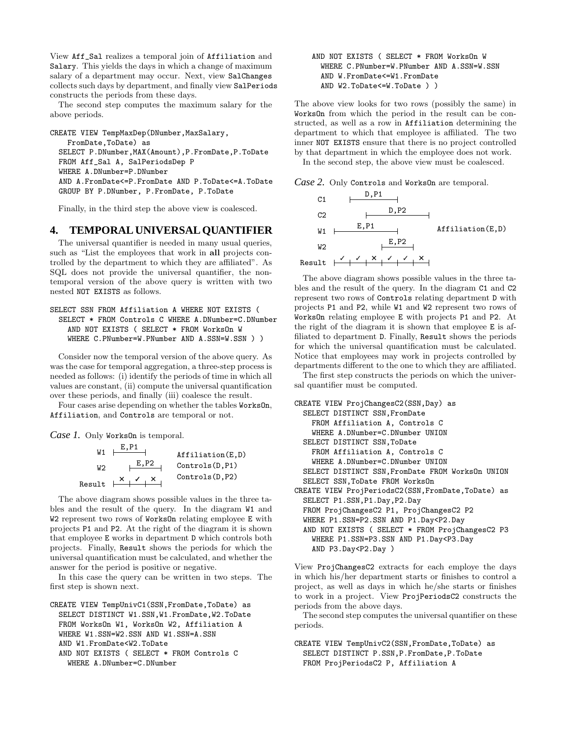View Aff_Sal realizes a temporal join of Affiliation and Salary. This yields the days in which a change of maximum salary of a department may occur. Next, view SalChanges collects such days by department, and finally view SalPeriods constructs the periods from these days.

The second step computes the maximum salary for the above periods.

```
CREATE VIEW TempMaxDep(DNumber,MaxSalary,
    FromDate,ToDate) as
  SELECT P.DNumber,MAX(Amount),P.FromDate,P.ToDate
  FROM Aff_Sal A, SalPeriodsDep P
  WHERE A.DNumber=P.DNumber
  AND A.FromDate<=P.FromDate AND P.ToDate<=A.ToDate
  GROUP BY P.DNumber, P.FromDate, P.ToDate
```

Finally, in the third step the above view is coalesced.

## 4. TEMPORAL UNIVERSAL QUANTIFIER

The universal quantifier is needed in many usual queries, such as "List the employees that work in **all** projects controlled by the department to which they are affiliated". As SQL does not provide the universal quantifier, the non-temporal version of the above query is written with two nested NOT EXISTS as follows.

```
SELECT SSN FROM Affiliation A WHERE NOT EXISTS (
  SELECT * FROM Controls C WHERE A.DNumber=C.DNumber
    AND NOT EXISTS ( SELECT * FROM WorksOn W
    WHERE C.PNumber=W.PNumber AND A.SSN=W.SSN ) )
```

Consider now the temporal version of the above query. As was the case for temporal aggregation, a three-step process is needed as follows: (i) identify the periods of time in which all values are constant, (ii) compute the universal quantification over these periods, and finally (iii) coalesce the result.

Four cases arise depending on whether the tables WorksOn, Affiliation, and Controls are temporal or not.

*Case 1.* Only WorksOn is temporal.

```
W1      |--E,P1--|              Affiliation(E,D)
W2           |--E,P2--|         Controls(D,P1)
Result  |--×--|--✓--|--×--|     Controls(D,P2)
```

The above diagram shows possible values in the three tables and the result of the query. In the diagram W1 and W2 represent two rows of WorksOn relating employee E with projects P1 and P2. At the right of the diagram it is shown that employee E works in department D which controls both projects. Finally, Result shows the periods for which the universal quantification must be calculated, and whether the answer for the period is positive or negative.

In this case the query can be written in two steps. The first step is shown next.

```
CREATE VIEW TempUnivC1(SSN,FromDate,ToDate) as
  SELECT DISTINCT W1.SSN,W1.FromDate,W2.ToDate
  FROM WorksOn W1, WorksOn W2, Affiliation A
  WHERE W1.SSN=W2.SSN AND W1.SSN=A.SSN
  AND W1.FromDate<W2.ToDate
  AND NOT EXISTS ( SELECT * FROM Controls C
    WHERE A.DNumber=C.DNumber
  AND NOT EXISTS ( SELECT * FROM WorksOn W
    WHERE C.PNumber=W.PNumber AND A.SSN=W.SSN
    AND W.FromDate<=W1.FromDate
    AND W2.ToDate<=W.ToDate ) )
```

The above view looks for two rows (possibly the same) in WorksOn from which the period in the result can be constructed, as well as a row in Affiliation determining the department to which that employee is affiliated. The two inner NOT EXISTS ensure that there is no project controlled by that department in which the employee does not work.

In the second step, the above view must be coalesced.

*Case 2.* Only Controls and WorksOn are temporal.

```
C1           |--D,P1--|
C2               |--D,P2--------|
W1      |----E,P1------|                Affiliation(E,D)
W2                    |--E,P2--|
Result  |--✓--|--✓--|--×--|--✓--|--✓--|--×--|
```

The above diagram shows possible values in the three tables and the result of the query. In the diagram C1 and C2 represent two rows of Controls relating department D with projects P1 and P2, while W1 and W2 represent two rows of WorksOn relating employee E with projects P1 and P2. At the right of the diagram it is shown that employee E is affiliated to department D. Finally, Result shows the periods for which the universal quantification must be calculated. Notice that employees may work in projects controlled by departments different to the one to which they are affiliated.

The first step constructs the periods on which the universal quantifier must be computed.

```
CREATE VIEW ProjChangesC2(SSN,Day) as
  SELECT DISTINCT SSN,FromDate
    FROM Affiliation A, Controls C
    WHERE A.DNumber=C.DNumber UNION
  SELECT DISTINCT SSN,ToDate
    FROM Affiliation A, Controls C
    WHERE A.DNumber=C.DNumber UNION
  SELECT DISTINCT SSN,FromDate FROM WorksOn UNION
  SELECT SSN,ToDate FROM WorksOn
CREATE VIEW ProjPeriodsC2(SSN,FromDate,ToDate) as
  SELECT P1.SSN,P1.Day,P2.Day
  FROM ProjChangesC2 P1, ProjChangesC2 P2
  WHERE P1.SSN=P2.SSN AND P1.Day<P2.Day
  AND NOT EXISTS ( SELECT * FROM ProjChangesC2 P3
    WHERE P1.SSN=P3.SSN AND P1.Day<P3.Day
    AND P3.Day<P2.Day )
```

View ProjChangesC2 extracts for each employe the days in which his/her department starts or finishes to control a project, as well as days in which he/she starts or finishes to work in a project. View ProjPeriodsC2 constructs the periods from the above days.

The second step computes the universal quantifier on these periods.

```
CREATE VIEW TempUnivC2(SSN,FromDate,ToDate) as
  SELECT DISTINCT P.SSN,P.FromDate,P.ToDate
  FROM ProjPeriodsC2 P, Affiliation A
```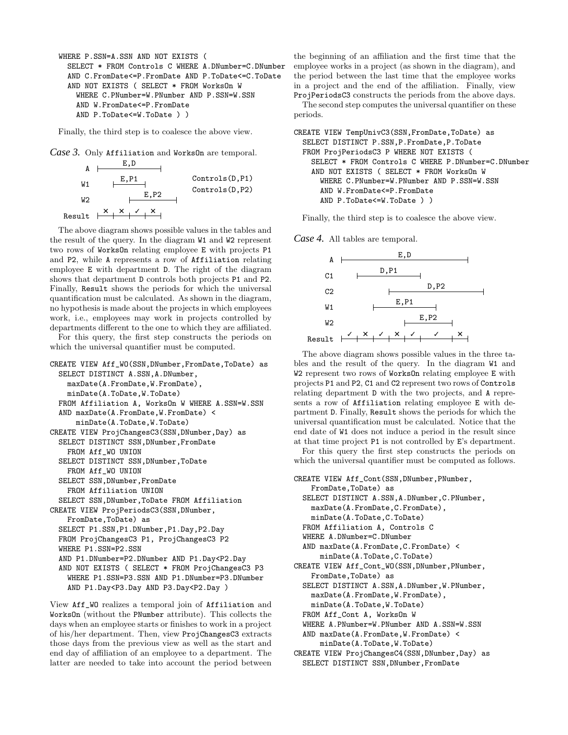```
WHERE P.SSN=A.SSN AND NOT EXISTS (
  SELECT * FROM Controls C WHERE A.DNumber=C.DNumber
  AND C.FromDate<=P.FromDate AND P.ToDate<=C.ToDate
  AND NOT EXISTS ( SELECT * FROM WorksOn W
    WHERE C.PNumber=W.PNumber AND P.SSN=W.SSN
    AND W.FromDate<=P.FromDate
    AND P.ToDate<=W.ToDate ) )
```

Finally, the third step is to coalesce the above view.

*Case 3.* Only Affiliation and WorksOn are temporal.

```
A      |-------E,D--------|
W1          |--E,P1--|             Controls(D,P1)
W2                |----E,P2----|   Controls(D,P2)
Result |--×--|--×--|--✓--|--×--|
```

The above diagram shows possible values in the tables and the result of the query. In the diagram W1 and W2 represent two rows of WorksOn relating employee E with projects P1 and P2, while A represents a row of Affiliation relating employee E with department D. The right of the diagram shows that department D controls both projects P1 and P2. Finally, Result shows the periods for which the universal quantification must be calculated. As shown in the diagram, no hypothesis is made about the projects in which employees work, i.e., employees may work in projects controlled by departments different to the one to which they are affiliated.

For this query, the first step constructs the periods on which the universal quantifier must be computed.

```
CREATE VIEW Aff_WO(SSN,DNumber,FromDate,ToDate) as
  SELECT DISTINCT A.SSN,A.DNumber,
    maxDate(A.FromDate,W.FromDate),
    minDate(A.ToDate,W.ToDate)
  FROM Affiliation A, WorksOn W WHERE A.SSN=W.SSN
  AND maxDate(A.FromDate,W.FromDate) <
      minDate(A.ToDate,W.ToDate)
CREATE VIEW ProjChangesC3(SSN,DNumber,Day) as
  SELECT DISTINCT SSN,DNumber,FromDate
    FROM Aff_WO UNION
  SELECT DISTINCT SSN,DNumber,ToDate
    FROM Aff_WO UNION
  SELECT SSN,DNumber,FromDate
    FROM Affiliation UNION
  SELECT SSN,DNumber,ToDate FROM Affiliation
CREATE VIEW ProjPeriodsC3(SSN,DNumber,
    FromDate,ToDate) as
  SELECT P1.SSN,P1.DNumber,P1.Day,P2.Day
  FROM ProjChangesC3 P1, ProjChangesC3 P2
  WHERE P1.SSN=P2.SSN
  AND P1.DNumber=P2.DNumber AND P1.Day<P2.Day
  AND NOT EXISTS ( SELECT * FROM ProjChangesC3 P3
    WHERE P1.SSN=P3.SSN AND P1.DNumber=P3.DNumber
    AND P1.Day<P3.Day AND P3.Day<P2.Day )
```

View Aff_WO realizes a temporal join of Affiliation and WorksOn (without the PNumber attribute). This collects the days when an employee starts or finishes to work in a project of his/her department. Then, view ProjChangesC3 extracts those days from the previous view as well as the start and end day of affiliation of an employee to a department. The latter are needed to take into account the period between the beginning of an affiliation and the first time that the employee works in a project (as shown in the diagram), and the period between the last time that the employee works in a project and the end of the affiliation. Finally, view ProjPeriodsC3 constructs the periods from the above days.

The second step computes the universal quantifier on these periods.

```
CREATE VIEW TempUnivC3(SSN,FromDate,ToDate) as
  SELECT DISTINCT P.SSN,P.FromDate,P.ToDate
  FROM ProjPeriodsC3 P WHERE NOT EXISTS (
    SELECT * FROM Controls C WHERE P.DNumber=C.DNumber
    AND NOT EXISTS ( SELECT * FROM WorksOn W
      WHERE C.PNumber=W.PNumber AND P.SSN=W.SSN
      AND W.FromDate<=P.FromDate
      AND P.ToDate<=W.ToDate ) )
```

Finally, the third step is to coalesce the above view.

*Case 4.* All tables are temporal.

```
A      |--------------E,D---------------|
C1         |-----D,P1-----|
C2                  |--------D,P2---------|
W1              |-----E,P1-----|
W2                       |----E,P2----|
Result |--✓--|--×--|--✓--|--×--|--✓--|----✓----|--×--|
```

The above diagram shows possible values in the three tables and the result of the query. In the diagram W1 and W2 represent two rows of WorksOn relating employee E with projects P1 and P2, C1 and C2 represent two rows of Controls relating department D with the two projects, and A represents a row of Affiliation relating employee E with department D. Finally, Result shows the periods for which the universal quantification must be calculated. Notice that the end date of W1 does not induce a period in the result since at that time project P1 is not controlled by E's department.

For this query the first step constructs the periods on which the universal quantifier must be computed as follows.

```
CREATE VIEW Aff_Cont(SSN,DNumber,PNumber,
    FromDate,ToDate) as
  SELECT DISTINCT A.SSN,A.DNumber,C.PNumber,
    maxDate(A.FromDate,C.FromDate),
    minDate(A.ToDate,C.ToDate)
  FROM Affiliation A, Controls C
  WHERE A.DNumber=C.DNumber
  AND maxDate(A.FromDate,C.FromDate) <
      minDate(A.ToDate,C.ToDate)
CREATE VIEW Aff_Cont_WO(SSN,DNumber,PNumber,
    FromDate,ToDate) as
  SELECT DISTINCT A.SSN,A.DNumber,W.PNumber,
    maxDate(A.FromDate,W.FromDate),
    minDate(A.ToDate,W.ToDate)
  FROM Aff_Cont A, WorksOn W
  WHERE A.PNumber=W.PNumber AND A.SSN=W.SSN
  AND maxDate(A.FromDate,W.FromDate) <
      minDate(A.ToDate,W.ToDate)
CREATE VIEW ProjChangesC4(SSN,DNumber,Day) as
  SELECT DISTINCT SSN,DNumber,FromDate
```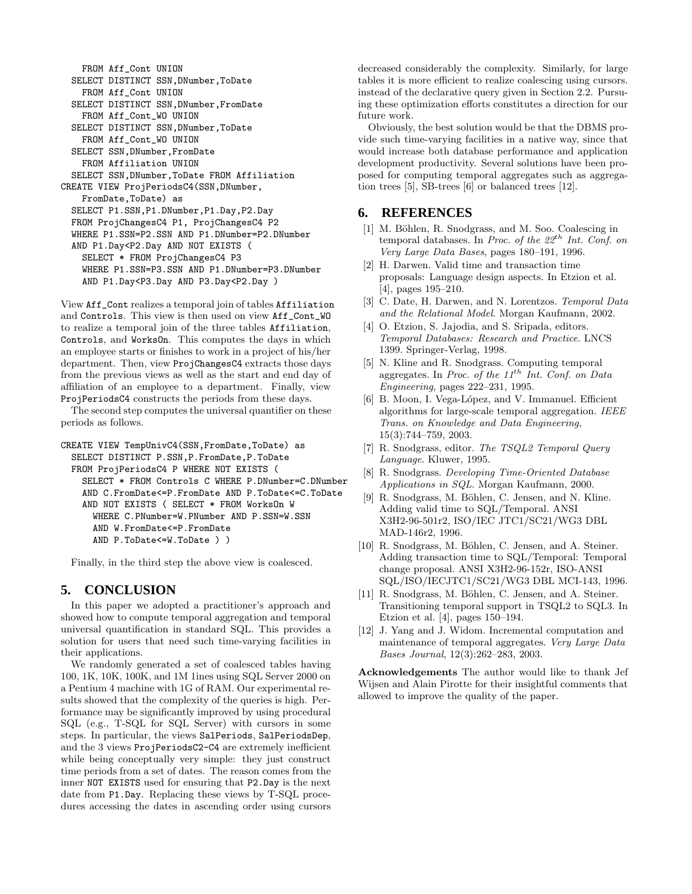```
    FROM Aff_Cont UNION
  SELECT DISTINCT SSN,DNumber,ToDate
    FROM Aff_Cont UNION
  SELECT DISTINCT SSN,DNumber,FromDate
    FROM Aff_Cont_WO UNION
  SELECT DISTINCT SSN,DNumber,ToDate
    FROM Aff_Cont_WO UNION
  SELECT SSN,DNumber,FromDate
    FROM Affiliation UNION
  SELECT SSN,DNumber,ToDate FROM Affiliation
CREATE VIEW ProjPeriodsC4(SSN,DNumber,
    FromDate,ToDate) as
  SELECT P1.SSN,P1.DNumber,P1.Day,P2.Day
  FROM ProjChangesC4 P1, ProjChangesC4 P2
  WHERE P1.SSN=P2.SSN AND P1.DNumber=P2.DNumber
  AND P1.Day<P2.Day AND NOT EXISTS (
    SELECT * FROM ProjChangesC4 P3
    WHERE P1.SSN=P3.SSN AND P1.DNumber=P3.DNumber
    AND P1.Day<P3.Day AND P3.Day<P2.Day )
```

View Aff_Cont realizes a temporal join of tables Affiliation and Controls. This view is then used on view Aff_Cont_WO to realize a temporal join of the three tables Affiliation, Controls, and WorksOn. This computes the days in which an employee starts or finishes to work in a project of his/her department. Then, view ProjChangesC4 extracts those days from the previous views as well as the start and end day of affiliation of an employee to a department. Finally, view ProjPeriodsC4 constructs the periods from these days.

The second step computes the universal quantifier on these periods as follows.

```
CREATE VIEW TempUnivC4(SSN,FromDate,ToDate) as
  SELECT DISTINCT P.SSN,P.FromDate,P.ToDate
  FROM ProjPeriodsC4 P WHERE NOT EXISTS (
    SELECT * FROM Controls C WHERE P.DNumber=C.DNumber
    AND C.FromDate<=P.FromDate AND P.ToDate<=C.ToDate
    AND NOT EXISTS ( SELECT * FROM WorksOn W
      WHERE C.PNumber=W.PNumber AND P.SSN=W.SSN
      AND W.FromDate<=P.FromDate
      AND P.ToDate<=W.ToDate ) )
```

Finally, in the third step the above view is coalesced.

## 5. CONCLUSION

In this paper we adopted a practitioner's approach and showed how to compute temporal aggregation and temporal universal quantification in standard SQL. This provides a solution for users that need such time-varying facilities in their applications.

We randomly generated a set of coalesced tables having 100, 1K, 10K, 100K, and 1M lines using SQL Server 2000 on a Pentium 4 machine with 1G of RAM. Our experimental results showed that the complexity of the queries is high. Performance may be significantly improved by using procedural SQL (e.g., T-SQL for SQL Server) with cursors in some steps. In particular, the views SalPeriods, SalPeriodsDep, and the 3 views ProjPeriodsC2-C4 are extremely inefficient while being conceptually very simple: they just construct time periods from a set of dates. The reason comes from the inner NOT EXISTS used for ensuring that P2.Day is the next date from P1.Day. Replacing these views by T-SQL procedures accessing the dates in ascending order using cursors decreased considerably the complexity. Similarly, for large tables it is more efficient to realize coalescing using cursors. instead of the declarative query given in Section 2.2. Pursuing these optimization efforts constitutes a direction for our future work.

Obviously, the best solution would be that the DBMS provide such time-varying facilities in a native way, since that would increase both database performance and application development productivity. Several solutions have been proposed for computing temporal aggregates such as aggregation trees [5], SB-trees [6] or balanced trees [12].

## 6. REFERENCES

[1] M. Böhlen, R. Snodgrass, and M. Soo. Coalescing in temporal databases. In *Proc. of the 22th Int. Conf. on Very Large Data Bases*, pages 180–191, 1996.

[2] H. Darwen. Valid time and transaction time proposals: Language design aspects. In Etzion et al. [4], pages 195–210.

[3] C. Date, H. Darwen, and N. Lorentzos. *Temporal Data and the Relational Model*. Morgan Kaufmann, 2002.

[4] O. Etzion, S. Jajodia, and S. Sripada, editors. *Temporal Databases: Research and Practice*. LNCS 1399. Springer-Verlag, 1998.

[5] N. Kline and R. Snodgrass. Computing temporal aggregates. In *Proc. of the 11th Int. Conf. on Data Engineering*, pages 222–231, 1995.

[6] B. Moon, I. Vega-López, and V. Immanuel. Efficient algorithms for large-scale temporal aggregation. *IEEE Trans. on Knowledge and Data Engineering*, 15(3):744–759, 2003.

[7] R. Snodgrass, editor. *The TSQL2 Temporal Query Language*. Kluwer, 1995.

[8] R. Snodgrass. *Developing Time-Oriented Database Applications in SQL*. Morgan Kaufmann, 2000.

[9] R. Snodgrass, M. Böhlen, C. Jensen, and N. Kline. Adding valid time to SQL/Temporal. ANSI X3H2-96-501r2, ISO/IEC JTC1/SC21/WG3 DBL MAD-146r2, 1996.

[10] R. Snodgrass, M. Böhlen, C. Jensen, and A. Steiner. Adding transaction time to SQL/Temporal: Temporal change proposal. ANSI X3H2-96-152r, ISO-ANSI SQL/ISO/IECJTC1/SC21/WG3 DBL MCI-143, 1996.

[11] R. Snodgrass, M. Böhlen, C. Jensen, and A. Steiner. Transitioning temporal support in TSQL2 to SQL3. In Etzion et al. [4], pages 150–194.

[12] J. Yang and J. Widom. Incremental computation and maintenance of temporal aggregates. *Very Large Data Bases Journal*, 12(3):262–283, 2003.

**Acknowledgements** The author would like to thank Jef Wijsen and Alain Pirotte for their insightful comments that allowed to improve the quality of the paper.